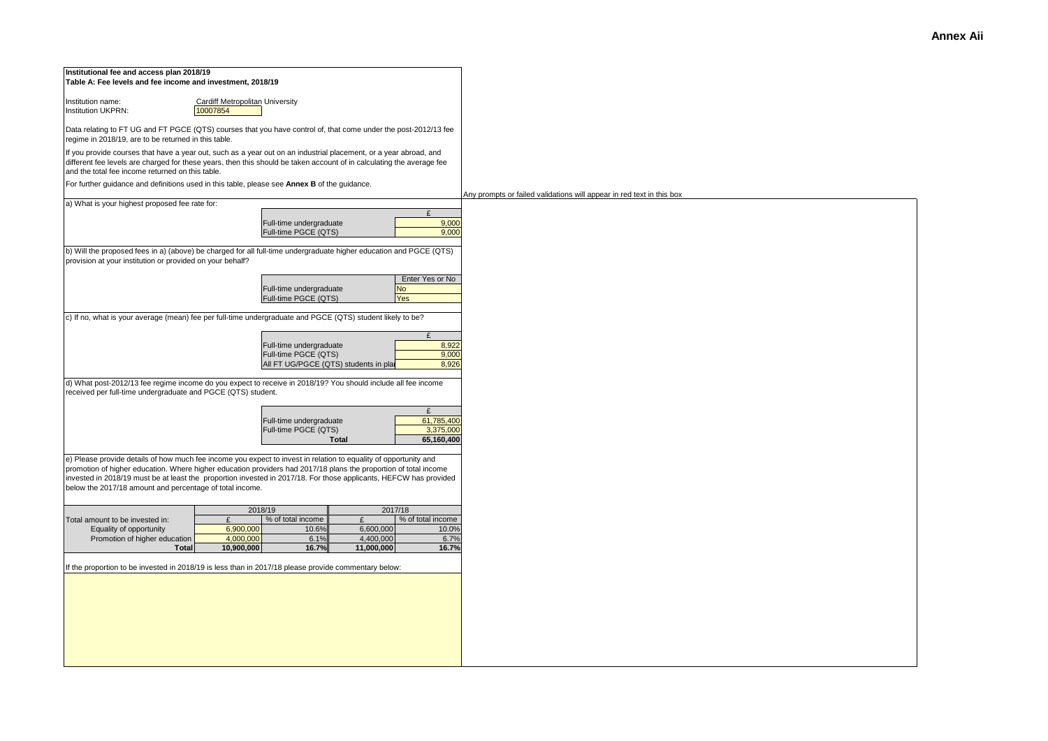**Annex Aii**

**Institutional fee and access plan 2018/19**
**Table A: Fee levels and fee income and investment, 2018/19**

Institution name: Cardiff Metropolitan University
Institution UKPRN: 10007854

Data relating to FT UG and FT PGCE (QTS) courses that you have control of, that come under the post-2012/13 fee regime in 2018/19, are to be returned in this table.

If you provide courses that have a year out, such as a year out on an industrial placement, or a year abroad, and different fee levels are charged for these years, then this should be taken account of in calculating the average fee and the total fee income returned on this table.

For further guidance and definitions used in this table, please see **Annex B** of the guidance.

Any prompts or failed validations will appear in red text in this box

a) What is your highest proposed fee rate for:

| | £ |
|---|---|
| Full-time undergraduate | 9,000 |
| Full-time PGCE (QTS) | 9,000 |

b) Will the proposed fees in a) (above) be charged for all full-time undergraduate higher education and PGCE (QTS) provision at your institution or provided on your behalf?

| | Enter Yes or No |
|---|---|
| Full-time undergraduate | No |
| Full-time PGCE (QTS) | Yes |

c) If no, what is your average (mean) fee per full-time undergraduate and PGCE (QTS) student likely to be?

| | £ |
|---|---|
| Full-time undergraduate | 8,922 |
| Full-time PGCE (QTS) | 9,000 |
| All FT UG/PGCE (QTS) students in plan | 8,926 |

d) What post-2012/13 fee regime income do you expect to receive in 2018/19? You should include all fee income received per full-time undergraduate and PGCE (QTS) student.

| | £ |
|---|---|
| Full-time undergraduate | 61,785,400 |
| Full-time PGCE (QTS) | 3,375,000 |
| **Total** | **65,160,400** |

e) Please provide details of how much fee income you expect to invest in relation to equality of opportunity and promotion of higher education. Where higher education providers had 2017/18 plans the proportion of total income invested in 2018/19 must be at least the proportion invested in 2017/18. For those applicants, HEFCW has provided below the 2017/18 amount and percentage of total income.

| | 2018/19 | | 2017/18 | |
|---|---|---|---|---|
| Total amount to be invested in: | £ | % of total income | £ | % of total income |
| Equality of opportunity | 6,900,000 | 10.6% | 6,600,000 | 10.0% |
| Promotion of higher education | 4,000,000 | 6.1% | 4,400,000 | 6.7% |
| **Total** | **10,900,000** | **16.7%** | **11,000,000** | **16.7%** |

If the proportion to be invested in 2018/19 is less than in 2017/18 please provide commentary below: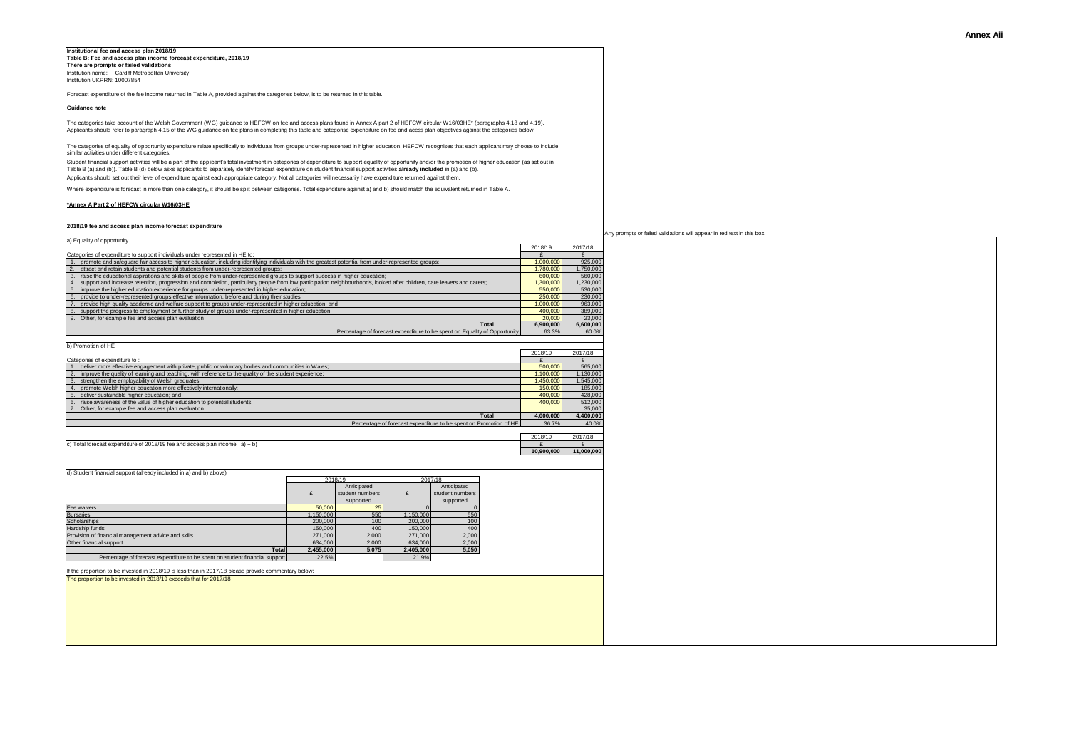**Annex Aii**

**Institutional fee and access plan 2018/19**
**Table B: Fee and access plan income forecast expenditure, 2018/19**
**There are prompts or failed validations**
Institution name: Cardiff Metropolitan University
Institution UKPRN: 10007854

Forecast expenditure of the fee income returned in Table A, provided against the categories below, is to be returned in this table.

**Guidance note**

The categories take account of the Welsh Government (WG) guidance to HEFCW on fee and access plans found in Annex A part 2 of HEFCW circular W16/03HE* (paragraphs 4.18 and 4.19). Applicants should refer to paragraph 4.15 of the WG guidance on fee plans in completing this table and categorise expenditure on fee and acess plan objectives against the categories below.

The categories of equality of opportunity expenditure relate specifically to individuals from groups under-represented in higher education. HEFCW recognises that each applicant may choose to include similar activities under different categories.

Student financial support activities will be a part of the applicant's total investment in categories of expenditure to support equality of opportunity and/or the promotion of higher education (as set out in Table B (a) and (b)). Table B (d) below asks applicants to separately identify forecast expenditure on student financial support activities **already included** in (a) and (b).
Applicants should set out their level of expenditure against each appropriate category. Not all categories will necessarily have expenditure returned against them.

Where expenditure is forecast in more than one category, it should be split between categories. Total expenditure against a) and b) should match the equivalent returned in Table A.

**\*Annex A Part 2 of HEFCW circular W16/03HE**

**2018/19 fee and access plan income forecast expenditure**

Any prompts or failed validations will appear in red text in this box

a) Equality of opportunity

| Categories of expenditure to support individuals under represented in HE to: | 2018/19 £ | 2017/18 £ |
|---|---|---|
| 1. promote and safeguard fair access to higher education, including identifying individuals with the greatest potential from under-represented groups; | 1,000,000 | 925,000 |
| 2. attract and retain students and potential students from under-represented groups; | 1,780,000 | 1,750,000 |
| 3. raise the educational aspirations and skills of people from under-represented groups to support success in higher education; | 600,000 | 560,000 |
| 4. support and increase retention, progression and completion, particularly people from low participation neighbourhoods, looked after children, care leavers and carers; | 1,300,000 | 1,230,000 |
| 5. improve the higher education experience for groups under-represented in higher education; | 550,000 | 530,000 |
| 6. provide to under-represented groups effective information, before and during their studies; | 250,000 | 230,000 |
| 7. provide high quality academic and welfare support to groups under-represented in higher education; and | 1,000,000 | 963,000 |
| 8. support the progress to employment or further study of groups under-represented in higher education. | 400,000 | 389,000 |
| 9. Other, for example fee and access plan evaluation | 20,000 | 23,000 |
| **Total** | **6,900,000** | **6,600,000** |
| Percentage of forecast expenditure to be spent on Equality of Opportunity | 63.3% | 60.0% |

b) Promotion of HE

| Categories of expenditure to : | 2018/19 £ | 2017/18 £ |
|---|---|---|
| 1. deliver more effective engagement with private, public or voluntary bodies and communities in Wales; | 500,000 | 565,000 |
| 2. improve the quality of learning and teaching, with reference to the quality of the student experience; | 1,100,000 | 1,130,000 |
| 3. strengthen the employability of Welsh graduates; | 1,450,000 | 1,545,000 |
| 4. promote Welsh higher education more effectively internationally; | 150,000 | 185,000 |
| 5. deliver sustainable higher education; and | 400,000 | 428,000 |
| 6. raise awareness of the value of higher education to potential students. | 400,000 | 512,000 |
| 7. Other, for example fee and access plan evaluation. | | 35,000 |
| **Total** | **4,000,000** | **4,400,000** |
| Percentage of forecast expenditure to be spent on Promotion of HE | 36.7% | 40.0% |

| | 2018/19 £ | 2017/18 £ |
|---|---|---|
| c) Total forecast expenditure of 2018/19 fee and access plan income, a) + b) | **10,900,000** | **11,000,000** |

d) Student financial support (already included in a) and b) above)

| | 2018/19 | | 2017/18 | |
|---|---|---|---|---|
| | £ | Anticipated student numbers supported | £ | Anticipated student numbers supported |
| Fee waivers | 50,000 | 25 | 0 | 0 |
| Bursaries | 1,150,000 | 550 | 1,150,000 | 550 |
| Scholarships | 200,000 | 100 | 200,000 | 100 |
| Hardship funds | 150,000 | 400 | 150,000 | 400 |
| Provision of financial management advice and skills | 271,000 | 2,000 | 271,000 | 2,000 |
| Other financial support | 634,000 | 2,000 | 634,000 | 2,000 |
| **Total** | **2,455,000** | **5,075** | **2,405,000** | **5,050** |
| Percentage of forecast expenditure to be spent on student financial support | 22.5% | | 21.9% | |

If the proportion to be invested in 2018/19 is less than in 2017/18 please provide commentary below:

The proportion to be invested in 2018/19 exceeds that for 2017/18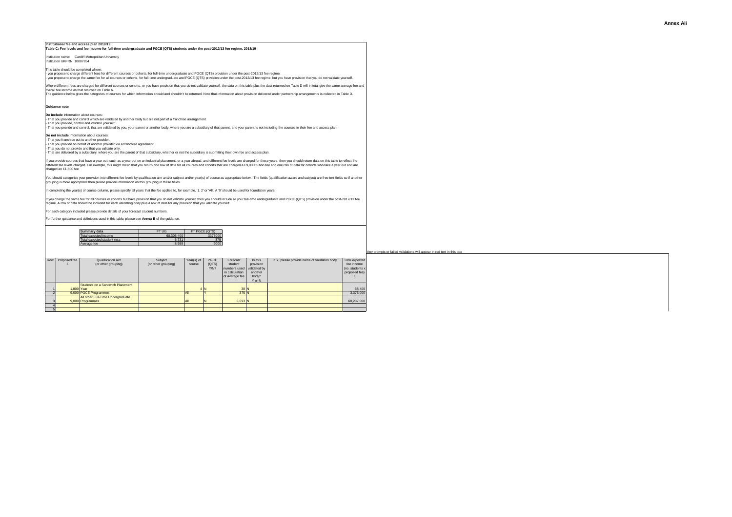**Annex Aii**

**Institutional fee and access plan 2018/19**
**Table C: Fee levels and fee income for full-time undergraduate and PGCE (QTS) students under the post-2012/13 fee regime, 2018/19**

Institution name: Cardiff Metropolitan University
Institution UKPRN: 10007854

This table should be completed where:
- you propose to charge different fees for different courses or cohorts, for full-time undergraduate and PGCE (QTS) provision under the post-2012/13 fee regime.
- you propose to charge the same fee for all courses or cohorts, for full-time undergraduate and PGCE (QTS) provision under the post-2012/13 fee regime, but you have provision that you do not validate yourself.

Where different fees are charged for different courses or cohorts, or you have provision that you do not validate yourself, the data on this table plus the data returned on Table D will in total give the same average fee and overall fee income as that returned on Table A.
The guidance below gives the categories of courses for which information should and shouldn't be returned. Note that information about provision delivered under partnership arrangements is collected in Table D.

**Guidance note**

**Do include** information about courses:
- That you provide and control which are validated by another body but are not part of a franchise arrangement.
- That you provide, control and validate yourself.
- That you provide and control, that are validated by you, your parent or another body, where you are a subsidiary of that parent, and your parent is not including the courses in their fee and access plan.

**Do not include** information about courses:
- That you franchise out to another provider.
- That you provide on behalf of another provider via a franchise agreement.
- That you do not provide and that you validate only.
- That are delivered by a subsidiary, where you are the parent of that subsidiary, whether or not the subsidiary is submitting their own fee and access plan.

If you provide courses that have a year out, such as a year out on an industrial placement, or a year abroad, and different fee levels are charged for these years, then you should return data on this table to reflect the different fee levels charged. For example, this might mean that you return one row of data for all courses and cohorts that are charged a £9,000 tuition fee and one row of data for cohorts who take a year out and are charged an £1,800 fee

You should categorise your provision into different fee levels by qualification aim and/or subject and/or year(s) of course as appropriate below. The fields (qualification award and subject) are free text fields so if another grouping is more appropriate then please provide information on this grouping in these fields.

In completing the year(s) of course column, please specify all years that the fee applies to, for example, '1, 2' or 'All'. A '0' should be used for foundation years.

If you charge the same fee for all courses or cohorts but have provision that you do not validate yourself then you should include all your full-time undergraduate and PGCE (QTS) provision under the post-2012/13 fee regime. A row of data should be included for each validating body plus a row of data for any provision that you validate yourself.

For each category included please provide details of your forecast student numbers.

For further guidance and definitions used in this table, please see **Annex B** of the guidance.

| **Summary data** | FT UG | FT PGCE (QTS) |
|---|---|---|
| Total expected income | 60,305,400 | 3375000 |
| Total expected student no.s | 6,731 | 375 |
| Average fee | 8,959 | 9000 |

Any prompts or failed validations will appear in red text in this box

| Row | Proposed fee £ | Qualification aim (or other grouping) | Subject (or other grouping) | Year(s) of course | PGCE (QTS) Y/N? | Forecast student numbers used in calculation of average fee | Is this provision validated by another body? Y or N | If Y, please provide name of validation body | Total expected fee income (no. students x proposed fee) £ |
|---|---|---|---|---|---|---|---|---|---|
| 1 | 1,800 | Students on a Sandwich Placement Year | | 4 | N | 38 | N | | 68,400 |
| 2 | 9,000 | PGCE Programmes | | All | Y | 375 | N | | 3,375,000 |
| 3 | 9,000 | All other Full-Time Undergraduate Programmes | | All | N | 6,693 | N | | 60,237,000 |
| 4 | | | | | | | | | |
| 5 | | | | | | | | | |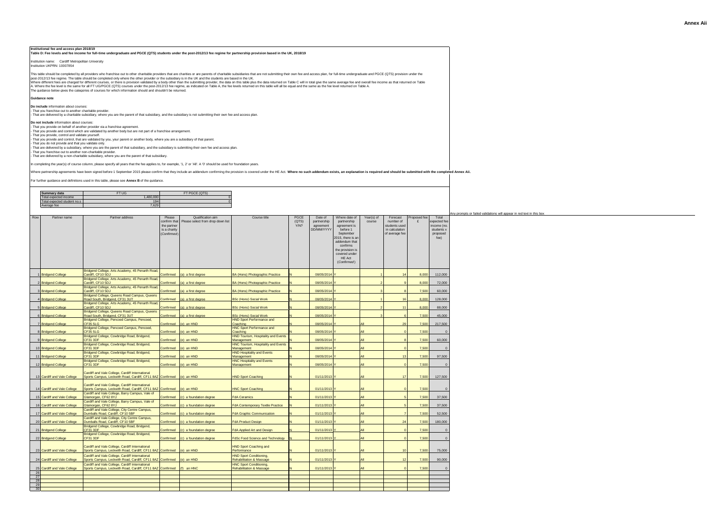**Annex Aii**

**Institutional fee and access plan 2018/19**

**Table D: Fee levels and fee income for full-time undergraduate and PGCE (QTS) students under the post-2012/13 fee regime for partnership provision based in the UK, 2018/19**

Institution name: Cardiff Metropolitan University
Institution UKPRN: 10007854

This table should be completed by all providers who franchise out to other charitable providers that are charities or are parents of charitable subsidiaries that are not submitting their own fee and access plan, for full-time undergraduate and PGCE (QTS) provision under the post-2012/13 fee regime. The table should be completed only where the other provider or the subsidiary is in the UK and the students are based in the UK.
Where different fees are charged for different courses, or there is provision validated by a body other than the submitting provider, the data on this table plus the data returned on Table C will in total give the same average fee and overall fee income as that returned on Table A. Where the fee level is the same for all FT UG/PGCE (QTS) courses under the post-2012/13 fee regime, as indicated on Table A, the fee levels returned on this table will all be equal and the same as the fee level returned on Table A.
The guidance below gives the categories of courses for which information should and shouldn't be returned.

**Guidance note**

**Do include** information about courses:
- That you franchise out to another charitable provider.
- That are delivered by a charitable subsidiary, where you are the parent of that subsidiary, and the subsidiary is not submitting their own fee and access plan.

**Do not include** information about courses:
- That you provide on behalf of another provider via a franchise agreement.
- That you provide and control which are validated by another body but are not part of a franchise arrangement.
- That you provide, control and validate yourself.
- That you provide and control, that are validated by you, your parent or another body, where you are a subsidiary of that parent.
- That you do not provide and that you validate only.
- That are delivered by a subsidiary, where you are the parent of that subsidiary, and the subsidiary is submitting their own fee and access plan.
- That you franchise out to another non-charitable provider.
- That are delivered by a non-charitable subsidiary, where you are the parent of that subsidiary.

In completing the year(s) of course column, please specify all years that the fee applies to, for example, '1, 2' or 'All'. A '0' should be used for foundation years.

Where partnership agreements have been signed before 1 September 2015 please confirm that they include an addendum confirming the provision is covered under the HE Act. **Where no such addendum exists, an explanation is required and should be submitted with the completed Annex Aii.**

For further guidance and definitions used in this table, please see **Annex B** of the guidance.

| Summary data | FT UG | FT PGCE (QTS) |
|---|---|---|
| Total expected income | 1,480,000 | 0 |
| Total expected student no.s | 194 | 0 |
| Average fee | 7,629 | |

Any prompts or failed validations will appear in red text in this box

| Row | Partner name | Partner address | Please confirm that the partner is a charity (*Confirmed*) | Qualification aim Please select from drop down list | Course title | PGCE (QTS) Y/N? | Date of partnership agreement DD/MM/YYYY | Where date of partnership agreement is before 1 September 2015, there is an addendum that confirms the provision is covered under HE Act (*Confirmed*) | Year(s) of course | Forecast number of students used in calculation of average fee | Proposed fee £ | Total expected fee income (no. students x proposed fee) |
|---|---|---|---|---|---|---|---|---|---|---|---|---|
| 1 | Bridgend College | Bridgend College, Arts Academy, 45 Penarth Road, Cardiff, CF10 5DJ | Confirmed | (a) a first degree | BA (Hons) Photographic Practice | N | 08/05/2014 | Y | 1 | 14 | 8,000 | 112,000 |
| 2 | Bridgend College | Bridgend College, Arts Academy, 45 Penarth Road, Cardiff, CF10 5DJ | Confirmed | (a) a first degree | BA (Hons) Photographic Practice | N | 08/05/2014 | Y | 2 | 9 | 8,000 | 72,000 |
| 3 | Bridgend College | Bridgend College, Arts Academy, 45 Penarth Road, Cardiff, CF10 5DJ | Confirmed | (a) a first degree | BA (Hons) Photographic Practice | N | 08/05/2014 | Y | 3 | 8 | 7,500 | 60,000 |
| 4 | Bridgend College | Bridgend College, Queens Road Campus, Queens Road South, Bridgend, CF31 3UT | Confirmed | (a) a first degree | BSc (Hons) Social Work | N | 08/05/2014 | Y | 1 | 16 | 8,000 | 128,000 |
| 5 | Bridgend College | Bridgend College, Arts Academy, 45 Penarth Road, Cardiff, CF10 5DJ | Confirmed | (a) a first degree | BSc (Hons) Social Work | N | 08/05/2014 | Y | 2 | 11 | 8,000 | 88,000 |
| 6 | Bridgend College | Bridgend College, Queens Road Campus, Queens Road South, Bridgend, CF31 3UT | Confirmed | (a) a first degree | BSc (Hons) Social Work | N | 08/05/2014 | Y | 3 | 6 | 7,500 | 45,000 |
| 7 | Bridgend College | Bridgend College, Pencoed Campus, Pencoed, CF35 5LG | Confirmed | (e) an HND | HND Sport Performance and Coaching | N | 08/05/2014 | Y | All | 29 | 7,500 | 217,500 |
| 8 | Bridgend College | Bridgend College, Pencoed Campus, Pencoed, CF35 5LG | Confirmed | (e) an HND | HNC Sport Performance and Coaching | N | 08/05/2014 | Y | All | 0 | 7,500 | 0 |
| 9 | Bridgend College | Bridgend College, Cowbridge Road, Bridgend, CF31 3DF | Confirmed | (e) an HND | HND Tourism, Hospitality and Events Management | N | 08/05/2014 | Y | All | 8 | 7,500 | 60,000 |
| 10 | Bridgend College | Bridgend College, Cowbridge Road, Bridgend, CF31 3DF | Confirmed | (e) an HND | HNC Tourism, Hospitality and Events Management | N | 08/05/2014 | Y | All | 0 | 7,500 | 0 |
| 11 | Bridgend College | Bridgend College, Cowbridge Road, Bridgend, CF31 3DF | Confirmed | (e) an HND | HND Hospitality and Events Management | N | 08/05/2014 | Y | All | 13 | 7,500 | 97,500 |
| 12 | Bridgend College | Bridgend College, Cowbridge Road, Bridgend, CF31 3DF | Confirmed | (e) an HND | HNC Hospitality and Events Management | N | 08/05/2014 | Y | All | 0 | 7,500 | 0 |
| 13 | Cardiff and Vale College | Cardiff and Vale College, Cardiff International Sports Campus, Leckwith Road, Cardiff, CF11 8AZ | Confirmed | (e) an HND | HND Sport Coaching | N | 01/11/2013 | Y | All | 17 | 7,500 | 127,500 |
| 14 | Cardiff and Vale College | Cardiff and Vale College, Cardiff International Sports Campus, Leckwith Road, Cardiff, CF11 8AZ | Confirmed | (e) an HND | HNC Sport Coaching | N | 01/11/2013 | Y | All | 0 | 7,500 | 0 |
| 15 | Cardiff and Vale College | Cardiff and Vale College, Barry Campus, Vale of Glamorgan, CF62 8YJ | Confirmed | (c) a foundation degree | FdA Ceramics | N | 01/11/2013 | Y | All | 5 | 7,500 | 37,500 |
| 16 | Cardiff and Vale College | Cardiff and Vale College, Barry Campus, Vale of Glamorgan, CF62 8YJ | Confirmed | (c) a foundation degree | FdA Contemporary Textile Practice | N | 01/11/2013 | Y | All | 5 | 7,500 | 37,500 |
| 17 | Cardiff and Vale College | Cardiff and Vale College, City Centre Campus, Dumballs Road, Cardiff, CF10 5BF | Confirmed | (c) a foundation degree | FdA Graphic Communication | N | 01/11/2013 | Y | All | 7 | 7,500 | 52,500 |
| 20 | Cardiff and Vale College | Cardiff and Vale College, City Centre Campus, Dumballs Road, Cardiff, CF10 5BF | Confirmed | (c) a foundation degree | FdA Product Design | N | 01/11/2013 | Y | All | 24 | 7,500 | 180,000 |
| 21 | Bridgend College | Bridgend College, Cowbridge Road, Bridgend, CF31 3DF | Confirmed | (c) a foundation degree | FdA Applied Art and Design | N | 01/11/2013 | Y | All | 0 | 7,500 | 0 |
| 22 | Bridgend College | Bridgend College, Cowbridge Road, Bridgend, CF31 3DF | Confirmed | (c) a foundation degree | FdSc Food Science and Technology | N | 01/11/2013 | Y | All | 0 | 7,500 | 0 |
| 23 | Cardiff and Vale College | Cardiff and Vale College, Cardiff International Sports Campus, Leckwith Road, Cardiff, CF11 8AZ | Confirmed | (e) an HND | HND Sport Coaching and Performance | N | 01/11/2013 | Y | All | 10 | 7,500 | 75,000 |
| 24 | Cardiff and Vale College | Cardiff and Vale College, Cardiff International Sports Campus, Leckwith Road, Cardiff, CF11 8AZ | Confirmed | (e) an HND | HND Sport Conditioning, Rehabilitation & Massage | N | 01/11/2013 | Y | All | 12 | 7,500 | 90,000 |
| 25 | Cardiff and Vale College | Cardiff and Vale College, Cardiff International Sports Campus, Leckwith Road, Cardiff, CF11 8AZ | Confirmed | (f) an HNC | HNC Sport Conditioning, Rehabilitation & Massage | N | 01/11/2013 | Y | All | 0 | 7,500 | 0 |
| 26 | | | | | | | | | | | | |
| 27 | | | | | | | | | | | | |
| 28 | | | | | | | | | | | | |
| 29 | | | | | | | | | | | | |
| 30 | | | | | | | | | | | | |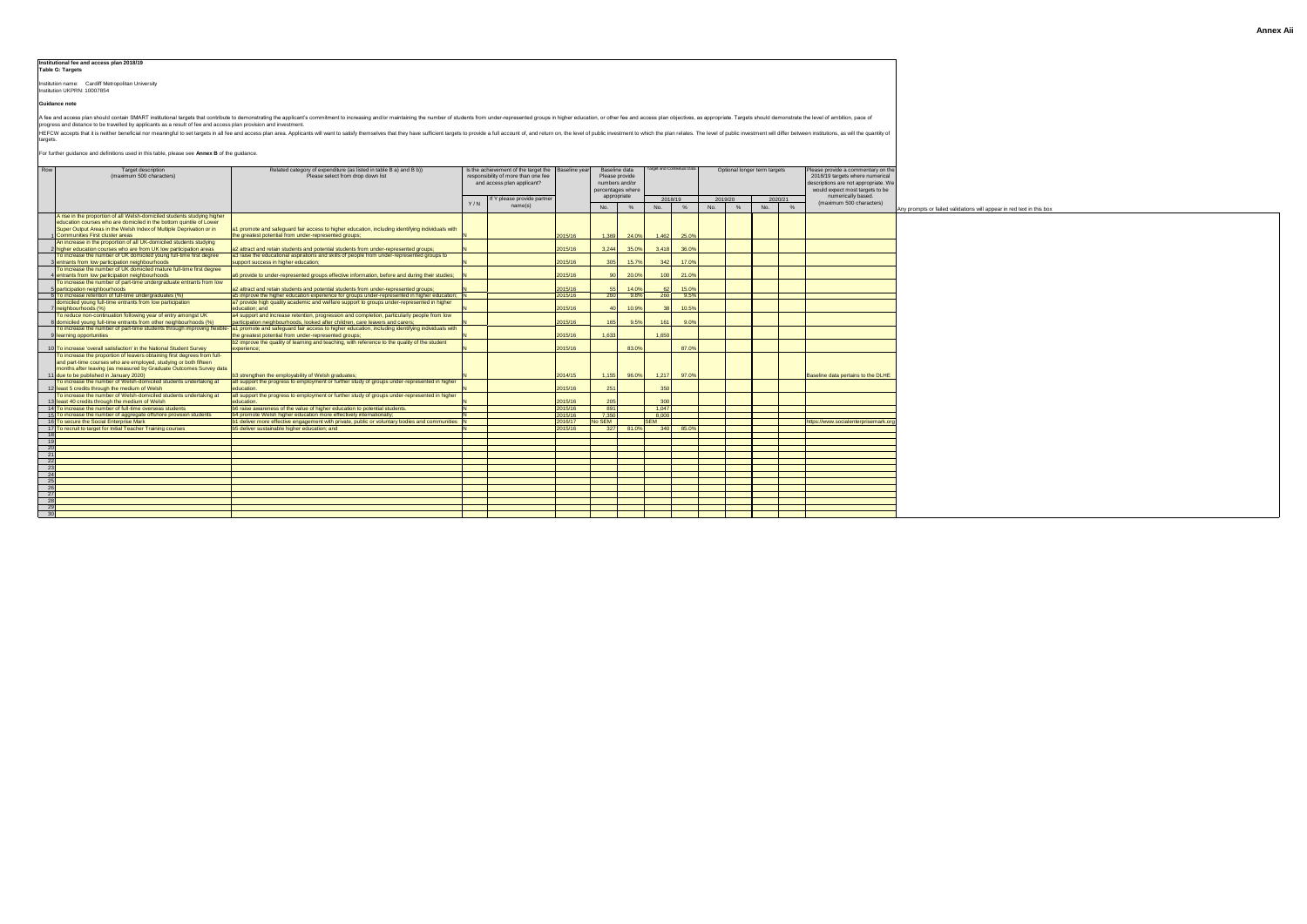Annex Aii

**Institutional fee and access plan 2018/19**
**Table G: Targets**

Institution name: Cardiff Metropolitan University
Institution UKPRN: 10007854

**Guidance note**

A fee and access plan should contain SMART institutional targets that contribute to demonstrating the applicant's commitment to increasing and/or maintaining the number of students from under-represented groups in higher education, or other fee and access plan objectives, as appropriate. Targets should demonstrate the level of ambition, pace of progress and distance to be travelled by applicants as a result of fee and access plan provision and investment.

HEFCW accepts that it is neither beneficial nor meaningful to set targets in all fee and access plan areas. Applicants will want to satisfy themselves that they have sufficient targets to provide a full account of, and return on, the level of public investment to which the plan relates. The level of public investment will differ between institutions, as will the quantity of targets.

For further guidance and definitions used in this table, please see **Annex B** of the guidance.

| Row | Target description (maximum 500 characters) | Related category of expenditure (as listed in table B a) and B b)) Please select from drop down list | Is the achievement of the target the responsibility of more than one fee and access plan applicant? Y / N | If Y please provide partner name(s) | Baseline year | Baseline data Please provide numbers and/or percentages where appropriate No. | % | Target and milestone data 2018/19 No. | % | Optional longer term targets 2019/20 No. | % | 2020/21 No. | % | Please provide a commentary on the 2018/19 targets where numerical descriptions are not appropriate. We would expect most targets to be numerically based. (maximum 500 characters) |
|---|---|---|---|---|---|---|---|---|---|---|---|---|---|---|
| 1 | A rise in the proportion of all Welsh-domiciled students studying higher education courses who are domiciled in the bottom quintile of Lower Super Output Areas in the Welsh Index of Multiple Deprivation or in Communities First cluster areas | a1 promote and safeguard fair access to higher education, including identifying individuals with the greatest potential from under-represented groups; | N | | 2015/16 | 1,369 | 24.0% | 1,462 | 25.0% | | | | | |
| 2 | An increase in the proportion of all UK-domiciled students studying higher education courses who are from UK low participation areas | a2 attract and retain students and potential students from under-represented groups; | N | | 2015/16 | 3,244 | 35.0% | 3,418 | 36.0% | | | | | |
| 3 | To increase the number of UK domiciled young full-time first degree entrants from low participation neighbourhoods | a3 raise the educational aspirations and skills of people from under-represented groups to support success in higher education; | N | | 2015/16 | 305 | 15.7% | 342 | 17.0% | | | | | |
| 4 | To increase the number of UK domiciled mature full-time first degree entrants from low participation neighbourhoods | a6 provide to under-represented groups effective information, before and during their studies; | N | | 2015/16 | 90 | 20.0% | 100 | 21.0% | | | | | |
| 5 | To increase the number of part-time undergraduate entrants from low participation neighbourhoods | a2 attract and retain students and potential students from under-represented groups; | N | | 2015/16 | 55 | 14.0% | 62 | 15.0% | | | | | |
| 6 | To increase retention of full-time undergraduates (%) | a5 improve the higher education experience for groups under-represented in higher education; | N | | 2015/16 | 260 | 9.8% | 260 | 9.5% | | | | | |
| 7 | domiciled young full-time entrants from low participation neighbourhoods (%) | a7 provide high quality academic and welfare support to groups under-represented in higher education; and | N | | 2015/16 | 40 | 10.9% | 38 | 10.5% | | | | | |
| 8 | To reduce non-continuation following year of entry amongst UK domiciled young full-time entrants from other neighbourhoods (%) | a4 support and increase retention, progression and completion, particularly people from low participation neighbourhoods, looked after children, care leavers and carers; | N | | 2015/16 | 165 | 9.5% | 161 | 9.0% | | | | | |
| 9 | To increase the number of part-time students through improving flexible learning opportunities | a1 promote and safeguard fair access to higher education, including identifying individuals with the greatest potential from under-represented groups; | N | | 2015/16 | 1,633 | | 1,650 | | | | | | |
| 10 | To increase 'overall satisfaction' in the National Student Survey | b2 improve the quality of learning and teaching, with reference to the quality of the student experience; | N | | 2015/16 | | 83.0% | | 87.0% | | | | | |
| 11 | To increase the proportion of leavers obtaining first degrees from full- and part-time courses who are employed, studying or both fifteen months after leaving (as measured by Graduate Outcomes Survey data due to be published in January 2020) | b3 strengthen the employability of Welsh graduates; | N | | 2014/15 | 1,155 | 96.0% | 1,217 | 97.0% | | | | | Baseline data pertains to the DLHE |
| 12 | To increase the number of Welsh-domiciled students undertaking at least 5 credits through the medium of Welsh | a8 support the progress to employment or further study of groups under-represented in higher education. | N | | 2015/16 | 251 | | 350 | | | | | | |
| 13 | To increase the number of Welsh-domiciled students undertaking at least 40 credits through the medium of Welsh | a8 support the progress to employment or further study of groups under-represented in higher education. | N | | 2015/16 | 205 | | 300 | | | | | | |
| 14 | To increase the number of full-time overseas students | b6 raise awareness of the value of higher education to potential students. | N | | 2015/16 | 891 | | 1,047 | | | | | | |
| 15 | To increase the number of aggregate offshore provision students | b4 promote Welsh higher education more effectively internationally; | N | | 2015/16 | 7,350 | | 8,000 | | | | | | |
| 16 | To secure the Social Enterprise Mark | b1 deliver more effective engagement with private, public or voluntary bodies and communities | N | | 2016/17 | No SEM | | SEM | | | | | | https://www.socialenterprisemark.org |
| 17 | To recruit to target for Initial Teacher Training courses | b5 deliver sustainable higher education; and | N | | 2015/16 | 327 | 81.0% | 340 | 85.0% | | | | | |
| 18 | | | | | | | | | | | | | | |
| 19 | | | | | | | | | | | | | | |
| 20 | | | | | | | | | | | | | | |
| 21 | | | | | | | | | | | | | | |
| 22 | | | | | | | | | | | | | | |
| 23 | | | | | | | | | | | | | | |
| 24 | | | | | | | | | | | | | | |
| 25 | | | | | | | | | | | | | | |
| 26 | | | | | | | | | | | | | | |
| 27 | | | | | | | | | | | | | | |
| 28 | | | | | | | | | | | | | | |
| 29 | | | | | | | | | | | | | | |
| 30 | | | | | | | | | | | | | | |

Any prompts or failed validations will appear in red text in this box